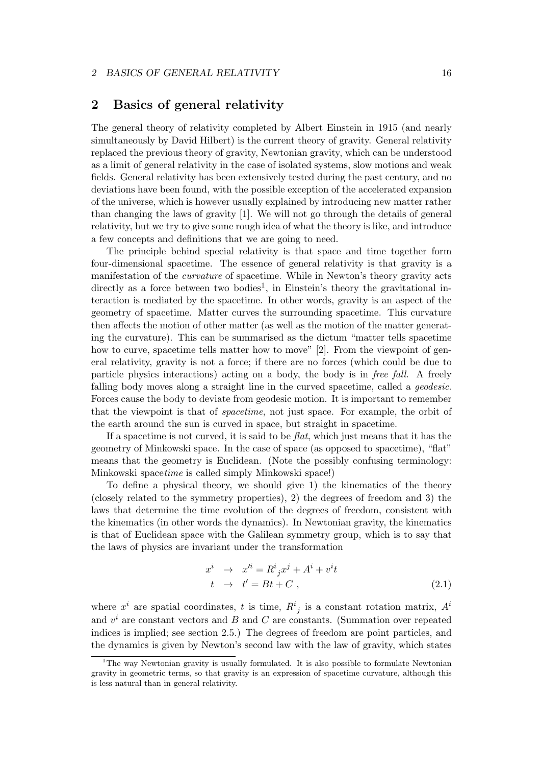## 2 Basics of general relativity

The general theory of relativity completed by Albert Einstein in 1915 (and nearly simultaneously by David Hilbert) is the current theory of gravity. General relativity replaced the previous theory of gravity, Newtonian gravity, which can be understood as a limit of general relativity in the case of isolated systems, slow motions and weak fields. General relativity has been extensively tested during the past century, and no deviations have been found, with the possible exception of the accelerated expansion of the universe, which is however usually explained by introducing new matter rather than changing the laws of gravity [1]. We will not go through the details of general relativity, but we try to give some rough idea of what the theory is like, and introduce a few concepts and definitions that we are going to need.

The principle behind special relativity is that space and time together form four-dimensional spacetime. The essence of general relativity is that gravity is a manifestation of the *curvature* of spacetime. While in Newton's theory gravity acts directly as a force between two bodies[1], in Einstein's theory the gravitational interaction is mediated by the spacetime. In other words, gravity is an aspect of the geometry of spacetime. Matter curves the surrounding spacetime. This curvature then affects the motion of other matter (as well as the motion of the matter generating the curvature). This can be summarised as the dictum "matter tells spacetime how to curve, spacetime tells matter how to move" [2]. From the viewpoint of general relativity, gravity is not a force; if there are no forces (which could be due to particle physics interactions) acting on a body, the body is in *free fall*. A freely falling body moves along a straight line in the curved spacetime, called a *geodesic*. Forces cause the body to deviate from geodesic motion. It is important to remember that the viewpoint is that of *spacetime*, not just space. For example, the orbit of the earth around the sun is curved in space, but straight in spacetime.

If a spacetime is not curved, it is said to be *flat*, which just means that it has the geometry of Minkowski space. In the case of space (as opposed to spacetime), "flat" means that the geometry is Euclidean. (Note the possibly confusing terminology: Minkowski space*time* is called simply Minkowski space!)

To define a physical theory, we should give 1) the kinematics of the theory (closely related to the symmetry properties), 2) the degrees of freedom and 3) the laws that determine the time evolution of the degrees of freedom, consistent with the kinematics (in other words the dynamics). In Newtonian gravity, the kinematics is that of Euclidean space with the Galilean symmetry group, which is to say that the laws of physics are invariant under the transformation

$$
\begin{aligned}
x^i &\rightarrow x'^i = R^i{}_j x^j + A^i + v^i t \\
t &\rightarrow t' = Bt + C \ ,
\end{aligned}
\tag{2.1}
$$

where $x^i$ are spatial coordinates, $t$ is time, $R^i{}_j$ is a constant rotation matrix, $A^i$ and $v^i$ are constant vectors and $B$ and $C$ are constants. (Summation over repeated indices is implied; see section 2.5.) The degrees of freedom are point particles, and the dynamics is given by Newton's second law with the law of gravity, which states

[1] The way Newtonian gravity is usually formulated. It is also possible to formulate Newtonian gravity in geometric terms, so that gravity is an expression of spacetime curvature, although this is less natural than in general relativity.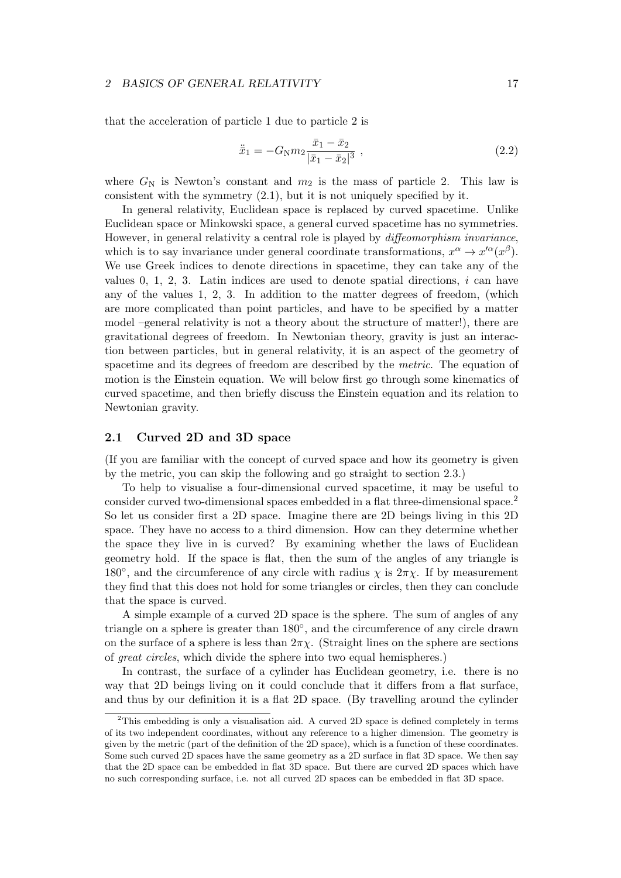that the acceleration of particle 1 due to particle 2 is

$$\ddot{\bar{x}}_1 = -G_{\rm N} m_2 \frac{\bar{x}_1 - \bar{x}_2}{|\bar{x}_1 - \bar{x}_2|^3} \,, \tag{2.2}$$

where $G_{\rm N}$ is Newton's constant and $m_2$ is the mass of particle 2. This law is consistent with the symmetry (2.1), but it is not uniquely specified by it.

In general relativity, Euclidean space is replaced by curved spacetime. Unlike Euclidean space or Minkowski space, a general curved spacetime has no symmetries. However, in general relativity a central role is played by *diffeomorphism invariance*, which is to say invariance under general coordinate transformations, $x^\alpha \to x'^\alpha(x^\beta)$. We use Greek indices to denote directions in spacetime, they can take any of the values 0, 1, 2, 3. Latin indices are used to denote spatial directions, $i$ can have any of the values 1, 2, 3. In addition to the matter degrees of freedom, (which are more complicated than point particles, and have to be specified by a matter model –general relativity is not a theory about the structure of matter!), there are gravitational degrees of freedom. In Newtonian theory, gravity is just an interaction between particles, but in general relativity, it is an aspect of the geometry of spacetime and its degrees of freedom are described by the *metric*. The equation of motion is the Einstein equation. We will below first go through some kinematics of curved spacetime, and then briefly discuss the Einstein equation and its relation to Newtonian gravity.

### 2.1 Curved 2D and 3D space

(If you are familiar with the concept of curved space and how its geometry is given by the metric, you can skip the following and go straight to section 2.3.)

To help to visualise a four-dimensional curved spacetime, it may be useful to consider curved two-dimensional spaces embedded in a flat three-dimensional space.[2] So let us consider first a 2D space. Imagine there are 2D beings living in this 2D space. They have no access to a third dimension. How can they determine whether the space they live in is curved? By examining whether the laws of Euclidean geometry hold. If the space is flat, then the sum of the angles of any triangle is 180°, and the circumference of any circle with radius $\chi$ is $2\pi\chi$. If by measurement they find that this does not hold for some triangles or circles, then they can conclude that the space is curved.

A simple example of a curved 2D space is the sphere. The sum of angles of any triangle on a sphere is greater than 180°, and the circumference of any circle drawn on the surface of a sphere is less than $2\pi\chi$. (Straight lines on the sphere are sections of *great circles*, which divide the sphere into two equal hemispheres.)

In contrast, the surface of a cylinder has Euclidean geometry, i.e. there is no way that 2D beings living on it could conclude that it differs from a flat surface, and thus by our definition it is a flat 2D space. (By travelling around the cylinder

[2] This embedding is only a visualisation aid. A curved 2D space is defined completely in terms of its two independent coordinates, without any reference to a higher dimension. The geometry is given by the metric (part of the definition of the 2D space), which is a function of these coordinates. Some such curved 2D spaces have the same geometry as a 2D surface in flat 3D space. We then say that the 2D space can be embedded in flat 3D space. But there are curved 2D spaces which have no such corresponding surface, i.e. not all curved 2D spaces can be embedded in flat 3D space.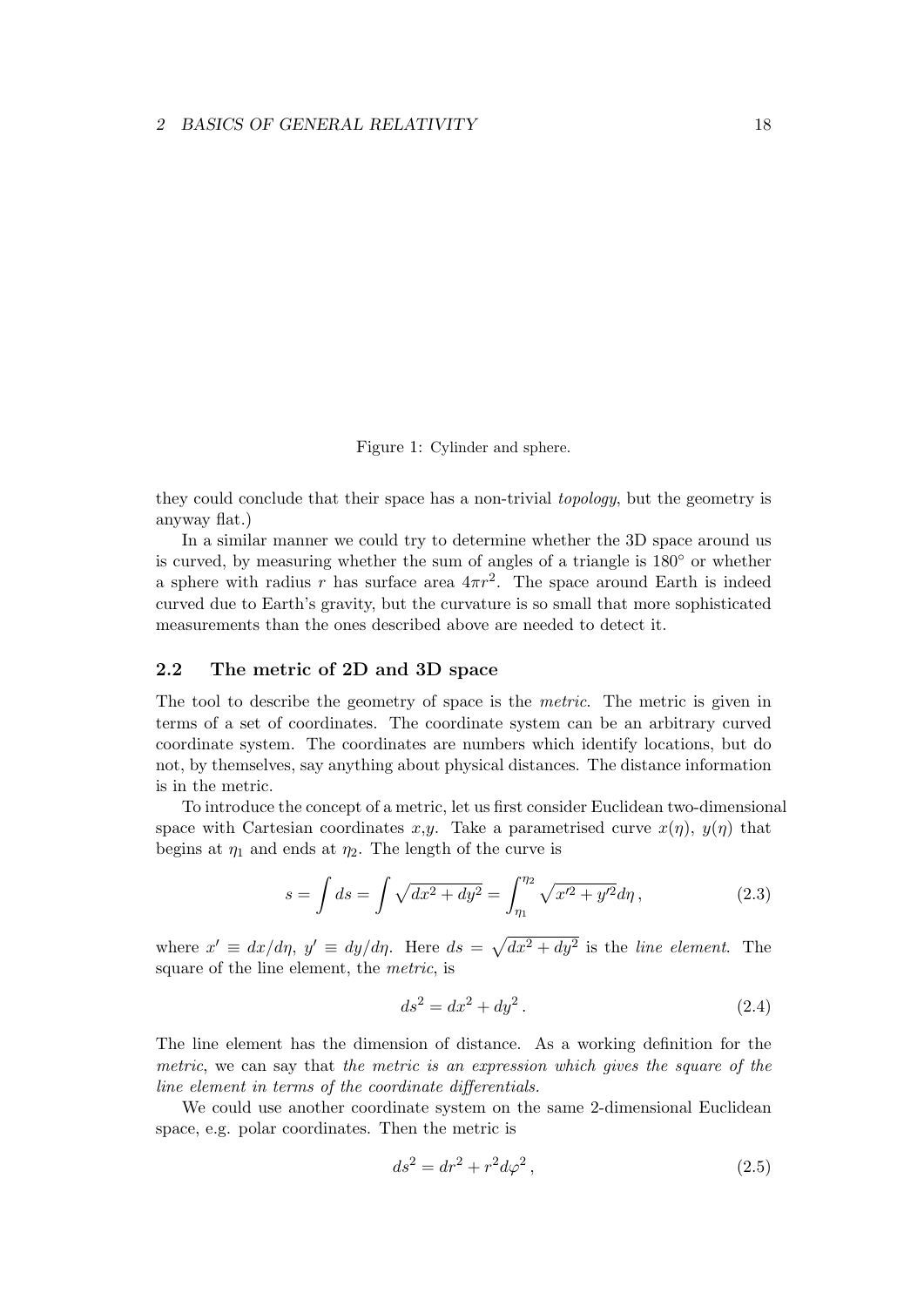Figure 1: Cylinder and sphere.

they could conclude that their space has a non-trivial *topology*, but the geometry is anyway flat.)

In a similar manner we could try to determine whether the 3D space around us is curved, by measuring whether the sum of angles of a triangle is 180° or whether a sphere with radius $r$ has surface area $4\pi r^2$. The space around Earth is indeed curved due to Earth's gravity, but the curvature is so small that more sophisticated measurements than the ones described above are needed to detect it.

## 2.2 The metric of 2D and 3D space

The tool to describe the geometry of space is the *metric*. The metric is given in terms of a set of coordinates. The coordinate system can be an arbitrary curved coordinate system. The coordinates are numbers which identify locations, but do not, by themselves, say anything about physical distances. The distance information is in the metric.

To introduce the concept of a metric, let us first consider Euclidean two-dimensional space with Cartesian coordinates $x$,$y$. Take a parametrised curve $x(\eta)$, $y(\eta)$ that begins at $\eta_1$ and ends at $\eta_2$. The length of the curve is

$$s = \int ds = \int \sqrt{dx^2 + dy^2} = \int_{\eta_1}^{\eta_2} \sqrt{x'^2 + y'^2} d\eta \,, \tag{2.3}$$

where $x' \equiv dx/d\eta$, $y' \equiv dy/d\eta$. Here $ds = \sqrt{dx^2 + dy^2}$ is the *line element*. The square of the line element, the *metric*, is

$$ds^2 = dx^2 + dy^2 \,. \tag{2.4}$$

The line element has the dimension of distance. As a working definition for the *metric*, we can say that *the metric is an expression which gives the square of the line element in terms of the coordinate differentials.*

We could use another coordinate system on the same 2-dimensional Euclidean space, e.g. polar coordinates. Then the metric is

$$ds^2 = dr^2 + r^2 d\varphi^2 \,, \tag{2.5}$$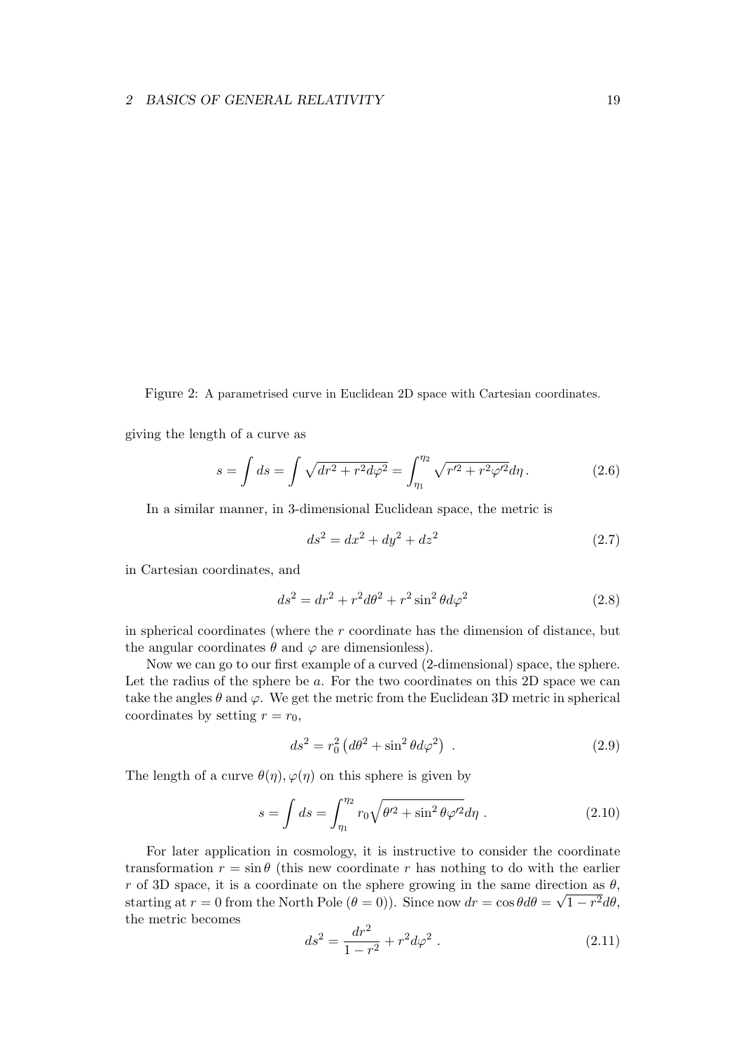Figure 2: A parametrised curve in Euclidean 2D space with Cartesian coordinates.

giving the length of a curve as

$$s = \int ds = \int \sqrt{dr^2 + r^2 d\varphi^2} = \int_{\eta_1}^{\eta_2} \sqrt{r'^2 + r^2\varphi'^2} d\eta \,. \tag{2.6}$$

In a similar manner, in 3-dimensional Euclidean space, the metric is

$$ds^2 = dx^2 + dy^2 + dz^2 \tag{2.7}$$

in Cartesian coordinates, and

$$ds^2 = dr^2 + r^2 d\theta^2 + r^2 \sin^2\theta d\varphi^2 \tag{2.8}$$

in spherical coordinates (where the $r$ coordinate has the dimension of distance, but the angular coordinates $\theta$ and $\varphi$ are dimensionless).

Now we can go to our first example of a curved (2-dimensional) space, the sphere. Let the radius of the sphere be $a$. For the two coordinates on this 2D space we can take the angles $\theta$ and $\varphi$. We get the metric from the Euclidean 3D metric in spherical coordinates by setting $r = r_0$,

$$ds^2 = r_0^2 \left( d\theta^2 + \sin^2\theta d\varphi^2 \right) \,. \tag{2.9}$$

The length of a curve $\theta(\eta), \varphi(\eta)$ on this sphere is given by

$$s = \int ds = \int_{\eta_1}^{\eta_2} r_0 \sqrt{\theta'^2 + \sin^2\theta \varphi'^2} d\eta \,. \tag{2.10}$$

For later application in cosmology, it is instructive to consider the coordinate transformation $r = \sin\theta$ (this new coordinate $r$ has nothing to do with the earlier $r$ of 3D space, it is a coordinate on the sphere growing in the same direction as $\theta$, starting at $r = 0$ from the North Pole ($\theta = 0$)). Since now $dr = \cos\theta d\theta = \sqrt{1 - r^2} d\theta$, the metric becomes

$$ds^2 = \frac{dr^2}{1 - r^2} + r^2 d\varphi^2 \,. \tag{2.11}$$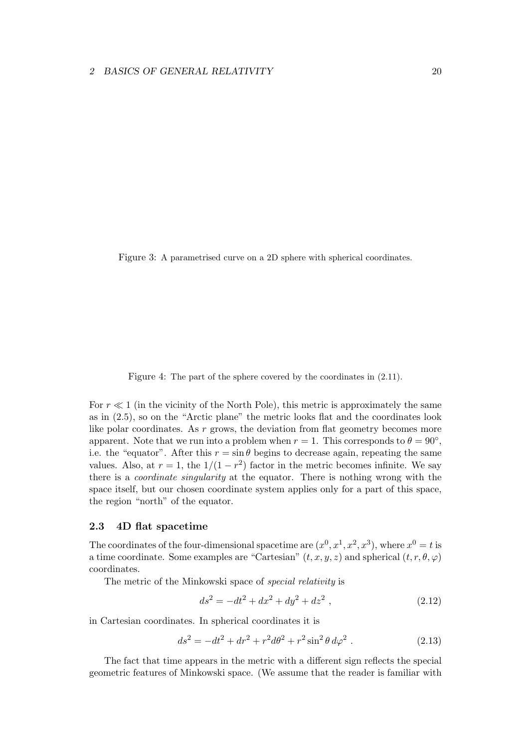Figure 3: A parametrised curve on a 2D sphere with spherical coordinates.

Figure 4: The part of the sphere covered by the coordinates in (2.11).

For $r \ll 1$ (in the vicinity of the North Pole), this metric is approximately the same as in (2.5), so on the "Arctic plane" the metric looks flat and the coordinates look like polar coordinates. As $r$ grows, the deviation from flat geometry becomes more apparent. Note that we run into a problem when $r = 1$. This corresponds to $\theta = 90^\circ$, i.e. the "equator". After this $r = \sin\theta$ begins to decrease again, repeating the same values. Also, at $r = 1$, the $1/(1 - r^2)$ factor in the metric becomes infinite. We say there is a *coordinate singularity* at the equator. There is nothing wrong with the space itself, but our chosen coordinate system applies only for a part of this space, the region "north" of the equator.

### 2.3 4D flat spacetime

The coordinates of the four-dimensional spacetime are $(x^0, x^1, x^2, x^3)$, where $x^0 = t$ is a time coordinate. Some examples are "Cartesian" $(t, x, y, z)$ and spherical $(t, r, \theta, \varphi)$ coordinates.

The metric of the Minkowski space of *special relativity* is

$$ds^2 = -dt^2 + dx^2 + dy^2 + dz^2 \ , \tag{2.12}$$

in Cartesian coordinates. In spherical coordinates it is

$$ds^2 = -dt^2 + dr^2 + r^2 d\theta^2 + r^2 \sin^2\theta \, d\varphi^2 \ . \tag{2.13}$$

The fact that time appears in the metric with a different sign reflects the special geometric features of Minkowski space. (We assume that the reader is familiar with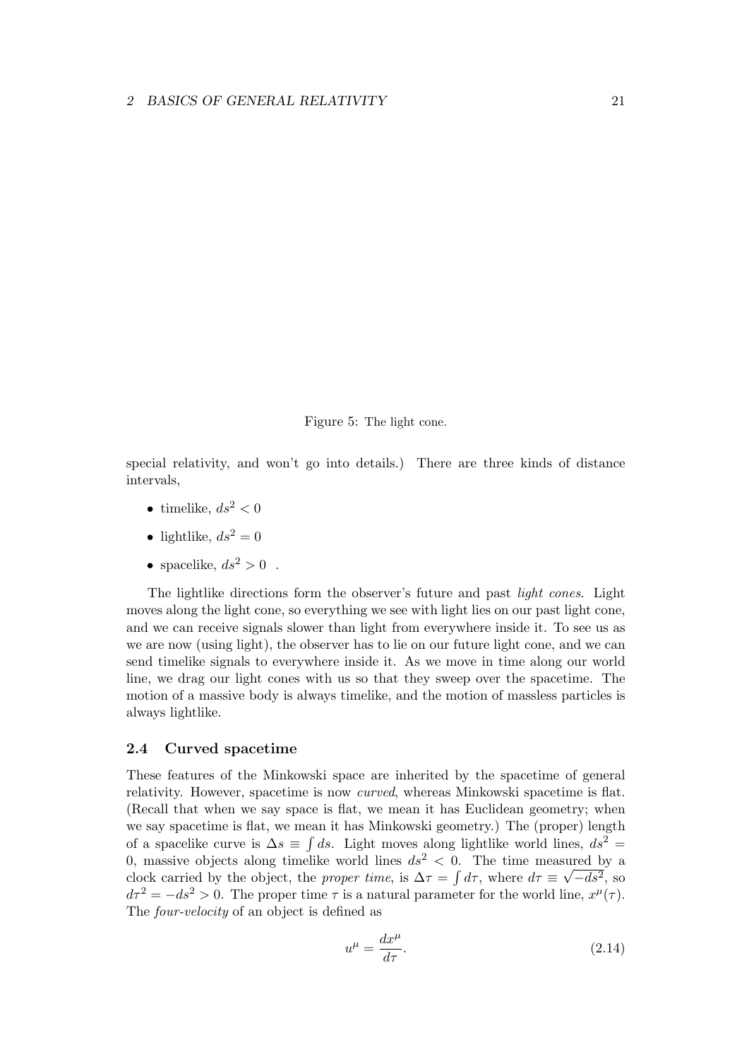Figure 5: The light cone.

special relativity, and won't go into details.) There are three kinds of distance intervals,

- timelike, $ds^2 < 0$
- lightlike, $ds^2 = 0$
- spacelike, $ds^2 > 0$ .

The lightlike directions form the observer's future and past *light cones*. Light moves along the light cone, so everything we see with light lies on our past light cone, and we can receive signals slower than light from everywhere inside it. To see us as we are now (using light), the observer has to lie on our future light cone, and we can send timelike signals to everywhere inside it. As we move in time along our world line, we drag our light cones with us so that they sweep over the spacetime. The motion of a massive body is always timelike, and the motion of massless particles is always lightlike.

### 2.4 Curved spacetime

These features of the Minkowski space are inherited by the spacetime of general relativity. However, spacetime is now *curved*, whereas Minkowski spacetime is flat. (Recall that when we say space is flat, we mean it has Euclidean geometry; when we say spacetime is flat, we mean it has Minkowski geometry.) The (proper) length of a spacelike curve is $\Delta s \equiv \int ds$. Light moves along lightlike world lines, $ds^2 = 0$, massive objects along timelike world lines $ds^2 < 0$. The time measured by a clock carried by the object, the *proper time*, is $\Delta\tau = \int d\tau$, where $d\tau \equiv \sqrt{-ds^2}$, so $d\tau^2 = -ds^2 > 0$. The proper time $\tau$ is a natural parameter for the world line, $x^\mu(\tau)$. The *four-velocity* of an object is defined as

$$u^\mu = \frac{dx^\mu}{d\tau}. \tag{2.14}$$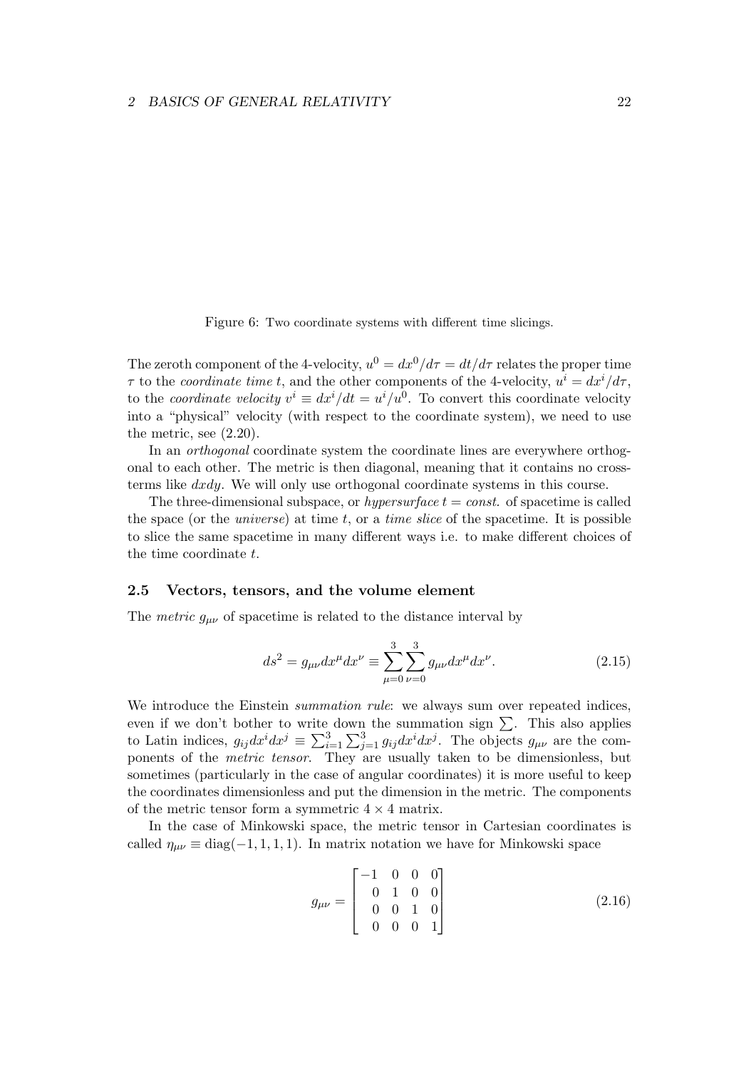Figure 6: Two coordinate systems with different time slicings.

The zeroth component of the 4-velocity, $u^0 = dx^0/d\tau = dt/d\tau$ relates the proper time $\tau$ to the *coordinate time* $t$, and the other components of the 4-velocity, $u^i = dx^i/d\tau$, to the *coordinate velocity* $v^i \equiv dx^i/dt = u^i/u^0$. To convert this coordinate velocity into a "physical" velocity (with respect to the coordinate system), we need to use the metric, see (2.20).

In an *orthogonal* coordinate system the coordinate lines are everywhere orthogonal to each other. The metric is then diagonal, meaning that it contains no cross-terms like $dxdy$. We will only use orthogonal coordinate systems in this course.

The three-dimensional subspace, or *hypersurface* $t = const.$ of spacetime is called the space (or the *universe*) at time $t$, or a *time slice* of the spacetime. It is possible to slice the same spacetime in many different ways i.e. to make different choices of the time coordinate $t$.

### 2.5 Vectors, tensors, and the volume element

The *metric* $g_{\mu\nu}$ of spacetime is related to the distance interval by

$$ds^2 = g_{\mu\nu}dx^\mu dx^\nu \equiv \sum_{\mu=0}^{3}\sum_{\nu=0}^{3} g_{\mu\nu}dx^\mu dx^\nu. \tag{2.15}$$

We introduce the Einstein *summation rule*: we always sum over repeated indices, even if we don't bother to write down the summation sign $\sum$. This also applies to Latin indices, $g_{ij}dx^i dx^j \equiv \sum_{i=1}^3 \sum_{j=1}^3 g_{ij}dx^i dx^j$. The objects $g_{\mu\nu}$ are the components of the *metric tensor*. They are usually taken to be dimensionless, but sometimes (particularly in the case of angular coordinates) it is more useful to keep the coordinates dimensionless and put the dimension in the metric. The components of the metric tensor form a symmetric $4 \times 4$ matrix.

In the case of Minkowski space, the metric tensor in Cartesian coordinates is called $\eta_{\mu\nu} \equiv \mathrm{diag}(-1, 1, 1, 1)$. In matrix notation we have for Minkowski space

$$g_{\mu\nu} = \begin{bmatrix} -1 & 0 & 0 & 0 \\ 0 & 1 & 0 & 0 \\ 0 & 0 & 1 & 0 \\ 0 & 0 & 0 & 1 \end{bmatrix} \tag{2.16}$$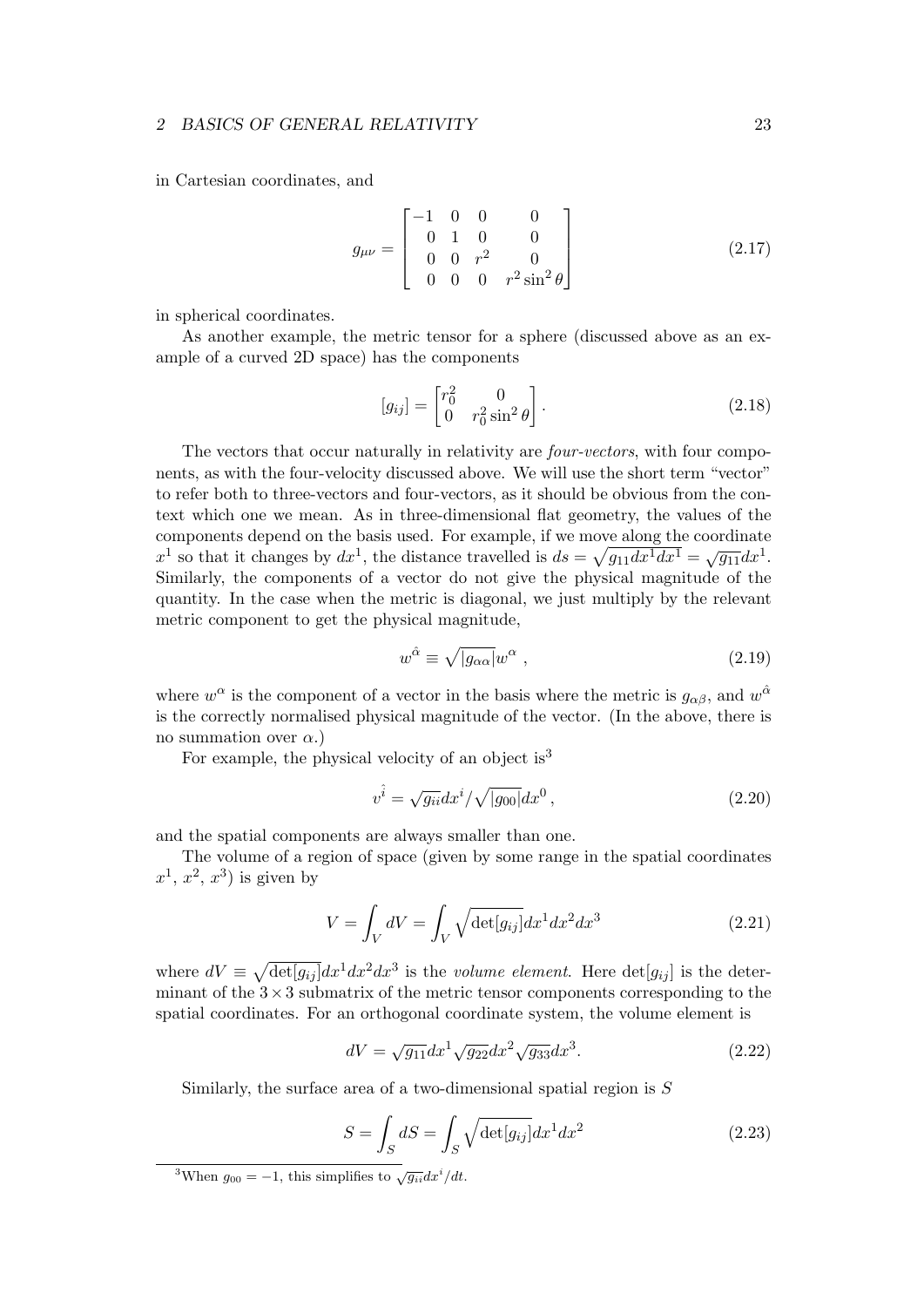in Cartesian coordinates, and

$$g_{\mu\nu} = \begin{bmatrix} -1 & 0 & 0 & 0 \\ 0 & 1 & 0 & 0 \\ 0 & 0 & r^2 & 0 \\ 0 & 0 & 0 & r^2 \sin^2 \theta \end{bmatrix} \tag{2.17}$$

in spherical coordinates.

As another example, the metric tensor for a sphere (discussed above as an example of a curved 2D space) has the components

$$[g_{ij}] = \begin{bmatrix} r_0^2 & 0 \\ 0 & r_0^2 \sin^2 \theta \end{bmatrix} . \tag{2.18}$$

The vectors that occur naturally in relativity are *four-vectors*, with four components, as with the four-velocity discussed above. We will use the short term "vector" to refer both to three-vectors and four-vectors, as it should be obvious from the context which one we mean. As in three-dimensional flat geometry, the values of the components depend on the basis used. For example, if we move along the coordinate $x^1$ so that it changes by $dx^1$, the distance travelled is $ds = \sqrt{g_{11} dx^1 dx^1} = \sqrt{g_{11}} dx^1$. Similarly, the components of a vector do not give the physical magnitude of the quantity. In the case when the metric is diagonal, we just multiply by the relevant metric component to get the physical magnitude,

$$w^{\hat{\alpha}} \equiv \sqrt{|g_{\alpha\alpha}|} w^\alpha \ , \tag{2.19}$$

where $w^\alpha$ is the component of a vector in the basis where the metric is $g_{\alpha\beta}$, and $w^{\hat{\alpha}}$ is the correctly normalised physical magnitude of the vector. (In the above, there is no summation over $\alpha$.)

For example, the physical velocity of an object is[3]

$$v^{\hat{i}} = \sqrt{g_{ii}} dx^i / \sqrt{|g_{00}|} dx^0 \, , \tag{2.20}$$

and the spatial components are always smaller than one.

The volume of a region of space (given by some range in the spatial coordinates $x^1$, $x^2$, $x^3$) is given by

$$V = \int_V dV = \int_V \sqrt{\det[g_{ij}]} dx^1 dx^2 dx^3 \tag{2.21}$$

where $dV \equiv \sqrt{\det[g_{ij}]} dx^1 dx^2 dx^3$ is the *volume element*. Here $\det[g_{ij}]$ is the determinant of the $3 \times 3$ submatrix of the metric tensor components corresponding to the spatial coordinates. For an orthogonal coordinate system, the volume element is

$$dV = \sqrt{g_{11}} dx^1 \sqrt{g_{22}} dx^2 \sqrt{g_{33}} dx^3 . \tag{2.22}$$

Similarly, the surface area of a two-dimensional spatial region is $S$

$$S = \int_S dS = \int_S \sqrt{\det[g_{ij}]} dx^1 dx^2 \tag{2.23}$$

[3] When $g_{00} = -1$, this simplifies to $\sqrt{g_{ii}} dx^i / dt$.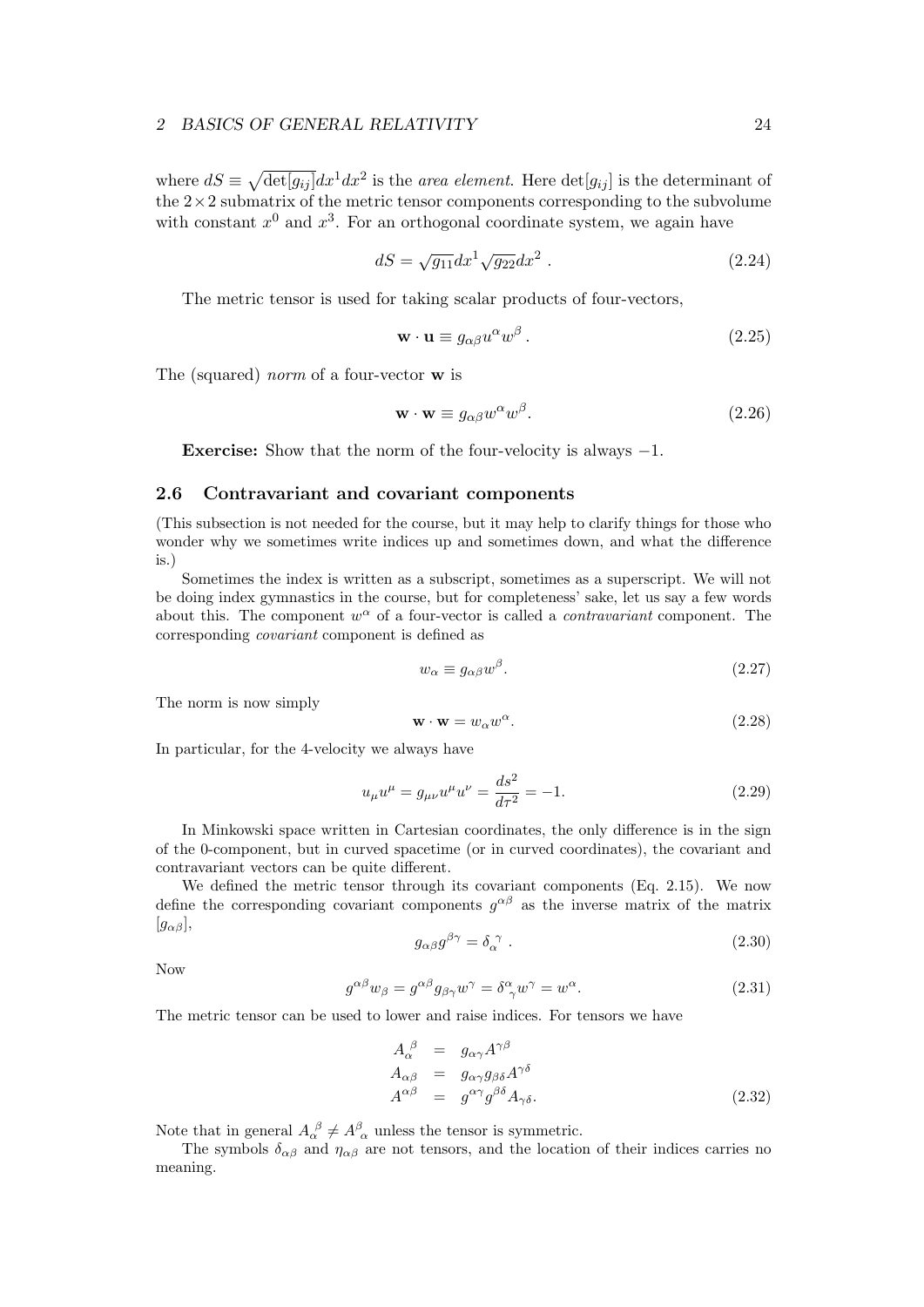where $dS \equiv \sqrt{\det[g_{ij}]}dx^1dx^2$ is the *area element*. Here $\det[g_{ij}]$ is the determinant of the $2\times2$ submatrix of the metric tensor components corresponding to the subvolume with constant $x^0$ and $x^3$. For an orthogonal coordinate system, we again have

$$dS = \sqrt{g_{11}}dx^1\sqrt{g_{22}}dx^2 \; . \tag{2.24}$$

The metric tensor is used for taking scalar products of four-vectors,

$$\mathbf{w}\cdot\mathbf{u} \equiv g_{\alpha\beta}u^\alpha w^\beta \; . \tag{2.25}$$

The (squared) *norm* of a four-vector $\mathbf{w}$ is

$$\mathbf{w}\cdot\mathbf{w} \equiv g_{\alpha\beta}w^\alpha w^\beta . \tag{2.26}$$

**Exercise:** Show that the norm of the four-velocity is always $-1$.

## 2.6 Contravariant and covariant components

(This subsection is not needed for the course, but it may help to clarify things for those who wonder why we sometimes write indices up and sometimes down, and what the difference is.)

Sometimes the index is written as a subscript, sometimes as a superscript. We will not be doing index gymnastics in the course, but for completeness' sake, let us say a few words about this. The component $w^\alpha$ of a four-vector is called a *contravariant* component. The corresponding *covariant* component is defined as

$$w_\alpha \equiv g_{\alpha\beta}w^\beta . \tag{2.27}$$

The norm is now simply

$$\mathbf{w}\cdot\mathbf{w} = w_\alpha w^\alpha . \tag{2.28}$$

In particular, for the 4-velocity we always have

$$u_\mu u^\mu = g_{\mu\nu}u^\mu u^\nu = \frac{ds^2}{d\tau^2} = -1. \tag{2.29}$$

In Minkowski space written in Cartesian coordinates, the only difference is in the sign of the 0-component, but in curved spacetime (or in curved coordinates), the covariant and contravariant vectors can be quite different.

We defined the metric tensor through its covariant components (Eq. 2.15). We now define the corresponding covariant components $g^{\alpha\beta}$ as the inverse matrix of the matrix $[g_{\alpha\beta}]$,

$$g_{\alpha\beta}g^{\beta\gamma} = \delta_\alpha^{\ \gamma} \; . \tag{2.30}$$

Now

$$g^{\alpha\beta}w_\beta = g^{\alpha\beta}g_{\beta\gamma}w^\gamma = \delta^\alpha_{\ \gamma}w^\gamma = w^\alpha . \tag{2.31}$$

The metric tensor can be used to lower and raise indices. For tensors we have

$$\begin{aligned}
A_\alpha^{\ \beta} &= g_{\alpha\gamma}A^{\gamma\beta} \\
A_{\alpha\beta} &= g_{\alpha\gamma}g_{\beta\delta}A^{\gamma\delta} \\
A^{\alpha\beta} &= g^{\alpha\gamma}g^{\beta\delta}A_{\gamma\delta} .
\end{aligned} \tag{2.32}$$

Note that in general $A_\alpha^{\ \beta} \neq A^\beta_{\ \alpha}$ unless the tensor is symmetric.

The symbols $\delta_{\alpha\beta}$ and $\eta_{\alpha\beta}$ are not tensors, and the location of their indices carries no meaning.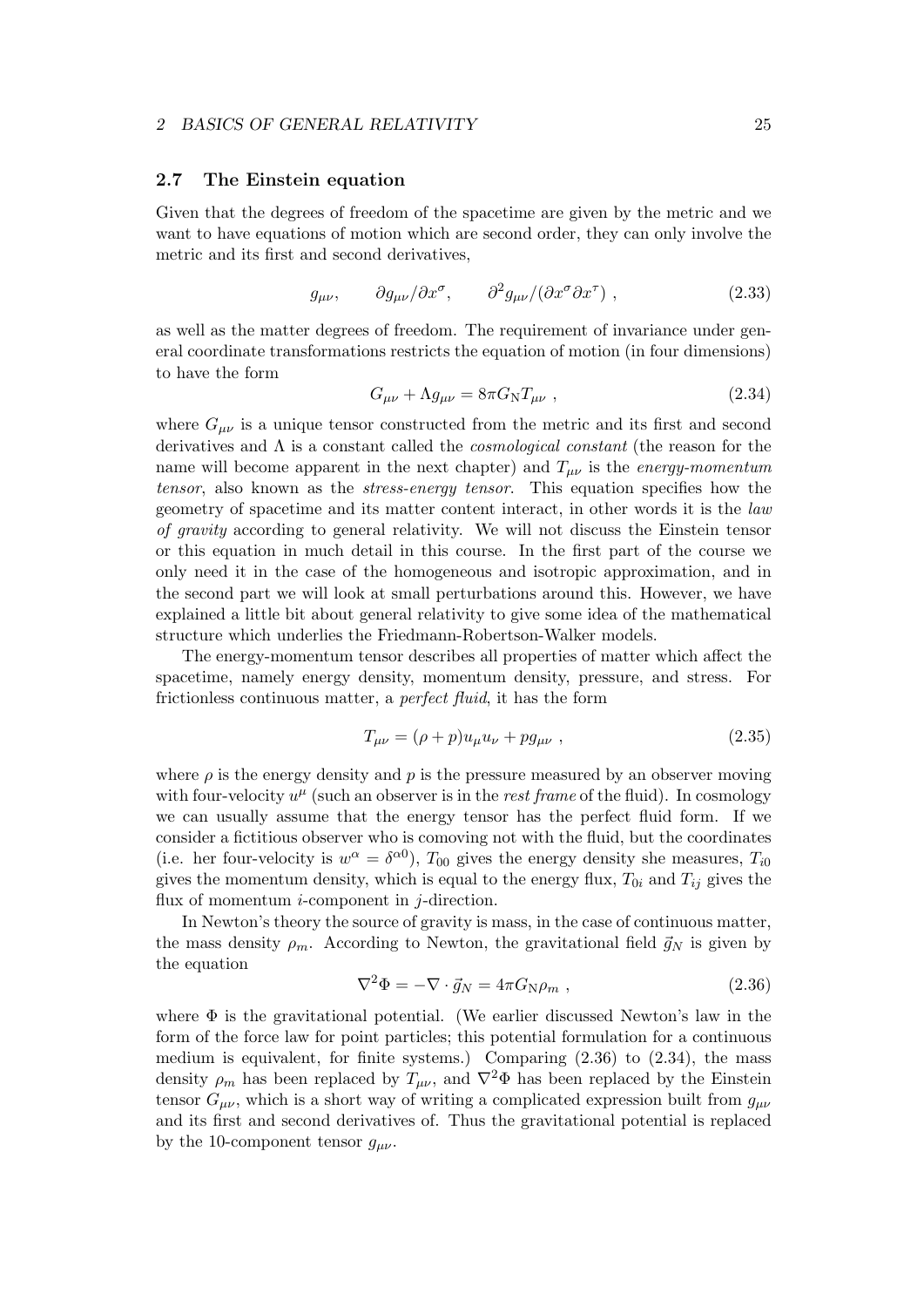### 2.7 The Einstein equation

Given that the degrees of freedom of the spacetime are given by the metric and we want to have equations of motion which are second order, they can only involve the metric and its first and second derivatives,

$$g_{\mu\nu}, \qquad \partial g_{\mu\nu}/\partial x^\sigma, \qquad \partial^2 g_{\mu\nu}/(\partial x^\sigma \partial x^\tau) \ , \tag{2.33}$$

as well as the matter degrees of freedom. The requirement of invariance under general coordinate transformations restricts the equation of motion (in four dimensions) to have the form

$$G_{\mu\nu} + \Lambda g_{\mu\nu} = 8\pi G_{\mathrm{N}} T_{\mu\nu} \ , \tag{2.34}$$

where $G_{\mu\nu}$ is a unique tensor constructed from the metric and its first and second derivatives and $\Lambda$ is a constant called the *cosmological constant* (the reason for the name will become apparent in the next chapter) and $T_{\mu\nu}$ is the *energy-momentum tensor*, also known as the *stress-energy tensor*. This equation specifies how the geometry of spacetime and its matter content interact, in other words it is the *law of gravity* according to general relativity. We will not discuss the Einstein tensor or this equation in much detail in this course. In the first part of the course we only need it in the case of the homogeneous and isotropic approximation, and in the second part we will look at small perturbations around this. However, we have explained a little bit about general relativity to give some idea of the mathematical structure which underlies the Friedmann-Robertson-Walker models.

The energy-momentum tensor describes all properties of matter which affect the spacetime, namely energy density, momentum density, pressure, and stress. For frictionless continuous matter, a *perfect fluid*, it has the form

$$T_{\mu\nu} = (\rho + p) u_\mu u_\nu + p g_{\mu\nu} \ , \tag{2.35}$$

where $\rho$ is the energy density and $p$ is the pressure measured by an observer moving with four-velocity $u^\mu$ (such an observer is in the *rest frame* of the fluid). In cosmology we can usually assume that the energy tensor has the perfect fluid form. If we consider a fictitious observer who is comoving not with the fluid, but the coordinates (i.e. her four-velocity is $w^\alpha = \delta^{\alpha 0}$), $T_{00}$ gives the energy density she measures, $T_{i0}$ gives the momentum density, which is equal to the energy flux, $T_{0i}$ and $T_{ij}$ gives the flux of momentum $i$-component in $j$-direction.

In Newton's theory the source of gravity is mass, in the case of continuous matter, the mass density $\rho_m$. According to Newton, the gravitational field $\vec{g}_N$ is given by the equation

$$\nabla^2 \Phi = -\nabla \cdot \vec{g}_N = 4\pi G_{\mathrm{N}} \rho_m \ , \tag{2.36}$$

where $\Phi$ is the gravitational potential. (We earlier discussed Newton's law in the form of the force law for point particles; this potential formulation for a continuous medium is equivalent, for finite systems.) Comparing (2.36) to (2.34), the mass density $\rho_m$ has been replaced by $T_{\mu\nu}$, and $\nabla^2\Phi$ has been replaced by the Einstein tensor $G_{\mu\nu}$, which is a short way of writing a complicated expression built from $g_{\mu\nu}$ and its first and second derivatives of. Thus the gravitational potential is replaced by the 10-component tensor $g_{\mu\nu}$.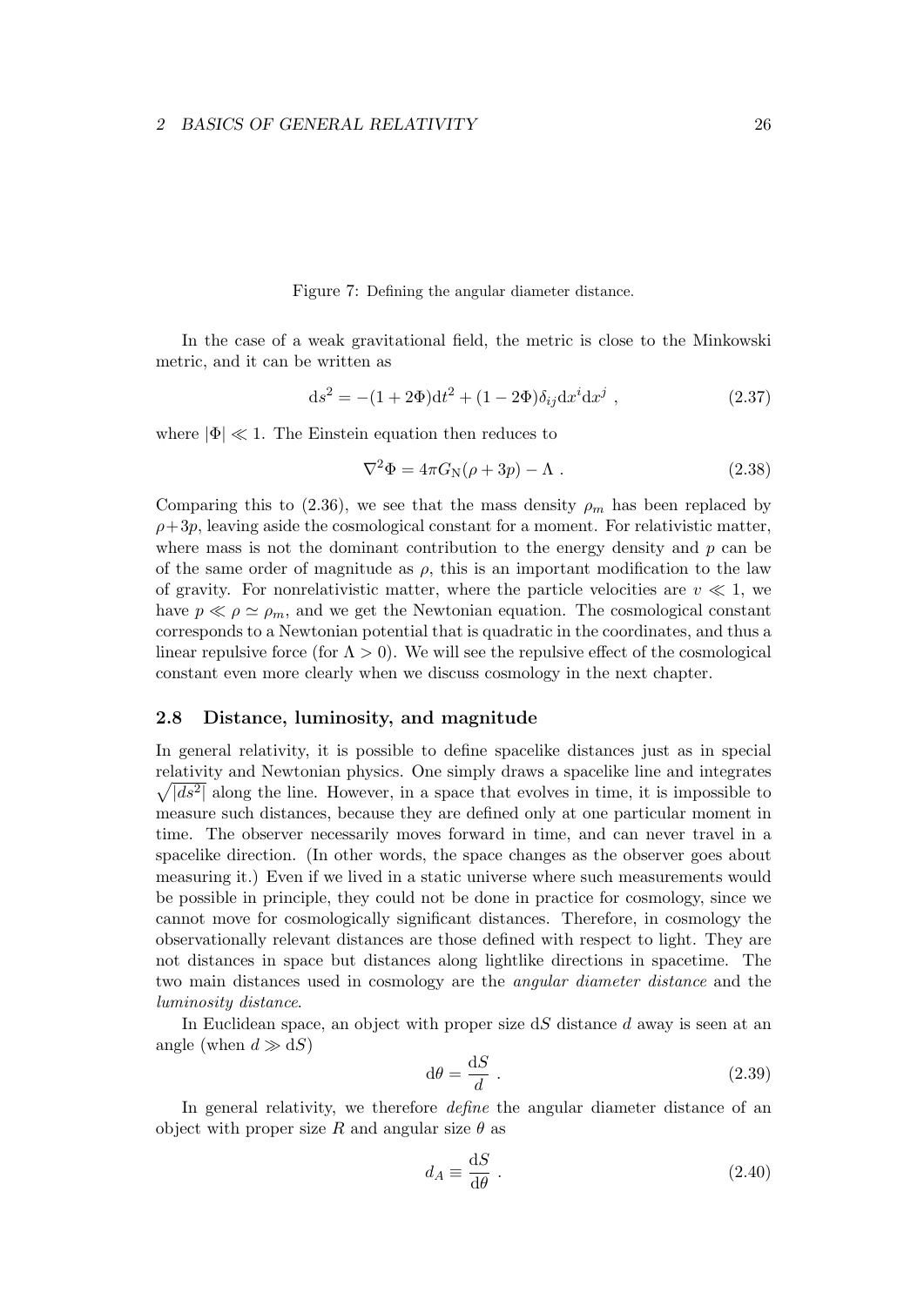Figure 7: Defining the angular diameter distance.

In the case of a weak gravitational field, the metric is close to the Minkowski metric, and it can be written as

$$\mathrm{d}s^2 = -(1 + 2\Phi)\mathrm{d}t^2 + (1 - 2\Phi)\delta_{ij}\mathrm{d}x^i\mathrm{d}x^j \ , \tag{2.37}$$

where $|\Phi| \ll 1$. The Einstein equation then reduces to

$$\nabla^2\Phi = 4\pi G_{\mathrm{N}}(\rho + 3p) - \Lambda \ . \tag{2.38}$$

Comparing this to (2.36), we see that the mass density $\rho_m$ has been replaced by $\rho+3p$, leaving aside the cosmological constant for a moment. For relativistic matter, where mass is not the dominant contribution to the energy density and $p$ can be of the same order of magnitude as $\rho$, this is an important modification to the law of gravity. For nonrelativistic matter, where the particle velocities are $v \ll 1$, we have $p \ll \rho \simeq \rho_m$, and we get the Newtonian equation. The cosmological constant corresponds to a Newtonian potential that is quadratic in the coordinates, and thus a linear repulsive force (for $\Lambda > 0$). We will see the repulsive effect of the cosmological constant even more clearly when we discuss cosmology in the next chapter.

### 2.8 Distance, luminosity, and magnitude

In general relativity, it is possible to define spacelike distances just as in special relativity and Newtonian physics. One simply draws a spacelike line and integrates $\sqrt{|ds^2|}$ along the line. However, in a space that evolves in time, it is impossible to measure such distances, because they are defined only at one particular moment in time. The observer necessarily moves forward in time, and can never travel in a spacelike direction. (In other words, the space changes as the observer goes about measuring it.) Even if we lived in a static universe where such measurements would be possible in principle, they could not be done in practice for cosmology, since we cannot move for cosmologically significant distances. Therefore, in cosmology the observationally relevant distances are those defined with respect to light. They are not distances in space but distances along lightlike directions in spacetime. The two main distances used in cosmology are the *angular diameter distance* and the *luminosity distance*.

In Euclidean space, an object with proper size $\mathrm{d}S$ distance $d$ away is seen at an angle (when $d \gg \mathrm{d}S$)

$$\mathrm{d}\theta = \frac{\mathrm{d}S}{d} \ . \tag{2.39}$$

In general relativity, we therefore *define* the angular diameter distance of an object with proper size $R$ and angular size $\theta$ as

$$d_A \equiv \frac{\mathrm{d}S}{\mathrm{d}\theta} \ . \tag{2.40}$$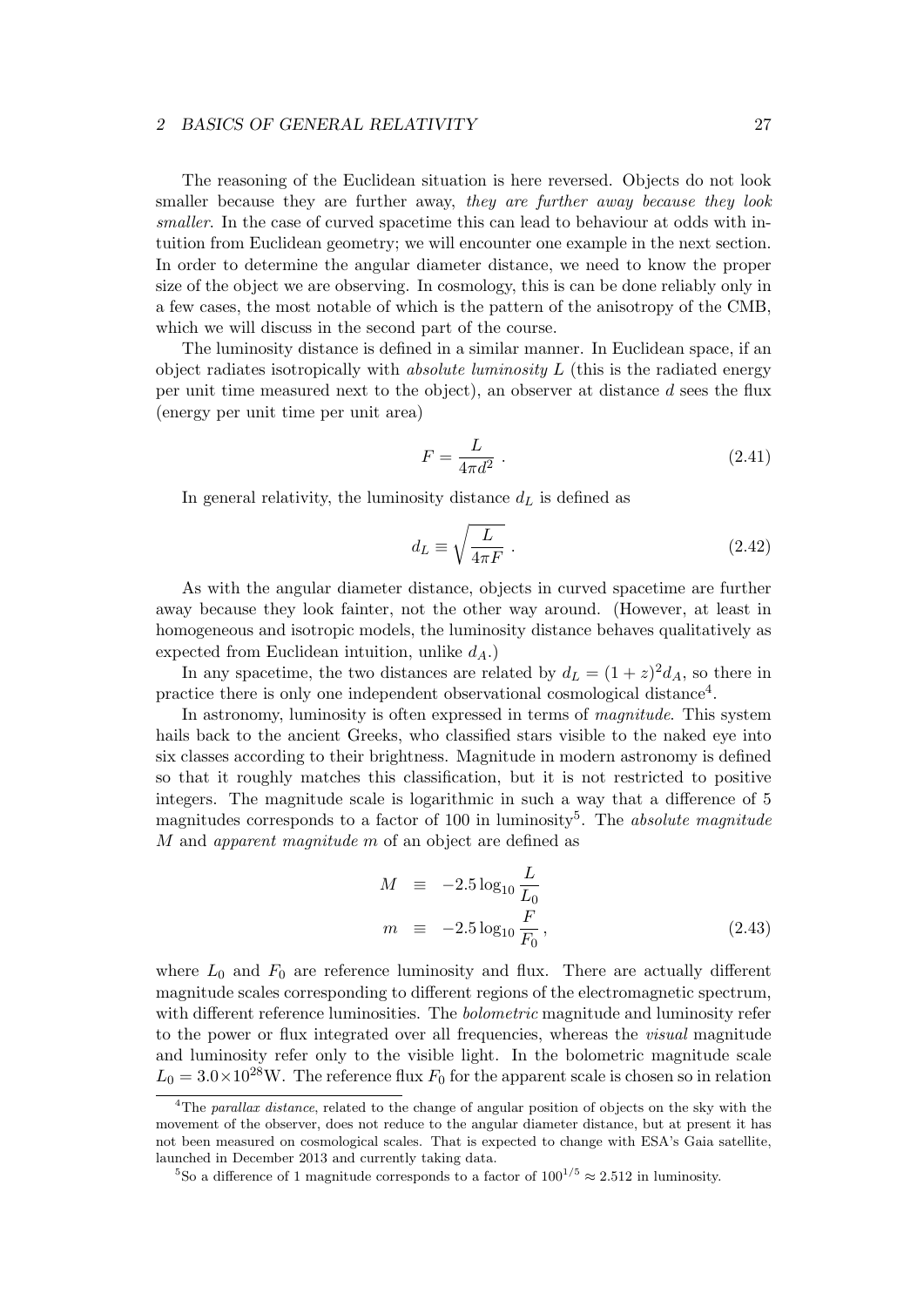The reasoning of the Euclidean situation is here reversed. Objects do not look smaller because they are further away, *they are further away because they look smaller*. In the case of curved spacetime this can lead to behaviour at odds with intuition from Euclidean geometry; we will encounter one example in the next section. In order to determine the angular diameter distance, we need to know the proper size of the object we are observing. In cosmology, this is can be done reliably only in a few cases, the most notable of which is the pattern of the anisotropy of the CMB, which we will discuss in the second part of the course.

The luminosity distance is defined in a similar manner. In Euclidean space, if an object radiates isotropically with *absolute luminosity* $L$ (this is the radiated energy per unit time measured next to the object), an observer at distance $d$ sees the flux (energy per unit time per unit area)

$$F = \frac{L}{4\pi d^2} \ . \tag{2.41}$$

In general relativity, the luminosity distance $d_L$ is defined as

$$d_L \equiv \sqrt{\frac{L}{4\pi F}} \ . \tag{2.42}$$

As with the angular diameter distance, objects in curved spacetime are further away because they look fainter, not the other way around. (However, at least in homogeneous and isotropic models, the luminosity distance behaves qualitatively as expected from Euclidean intuition, unlike $d_A$.)

In any spacetime, the two distances are related by $d_L = (1+z)^2 d_A$, so there in practice there is only one independent observational cosmological distance[4].

In astronomy, luminosity is often expressed in terms of *magnitude*. This system hails back to the ancient Greeks, who classified stars visible to the naked eye into six classes according to their brightness. Magnitude in modern astronomy is defined so that it roughly matches this classification, but it is not restricted to positive integers. The magnitude scale is logarithmic in such a way that a difference of 5 magnitudes corresponds to a factor of 100 in luminosity[5]. The *absolute magnitude* $M$ and *apparent magnitude* $m$ of an object are defined as

$$\begin{aligned} M &\equiv -2.5 \log_{10} \frac{L}{L_0} \\ m &\equiv -2.5 \log_{10} \frac{F}{F_0} \,, \end{aligned} \tag{2.43}$$

where $L_0$ and $F_0$ are reference luminosity and flux. There are actually different magnitude scales corresponding to different regions of the electromagnetic spectrum, with different reference luminosities. The *bolometric* magnitude and luminosity refer to the power or flux integrated over all frequencies, whereas the *visual* magnitude and luminosity refer only to the visible light. In the bolometric magnitude scale $L_0 = 3.0 \times 10^{28}$W. The reference flux $F_0$ for the apparent scale is chosen so in relation

---

[4] The *parallax distance*, related to the change of angular position of objects on the sky with the movement of the observer, does not reduce to the angular diameter distance, but at present it has not been measured on cosmological scales. That is expected to change with ESA's Gaia satellite, launched in December 2013 and currently taking data.

[5] So a difference of 1 magnitude corresponds to a factor of $100^{1/5} \approx 2.512$ in luminosity.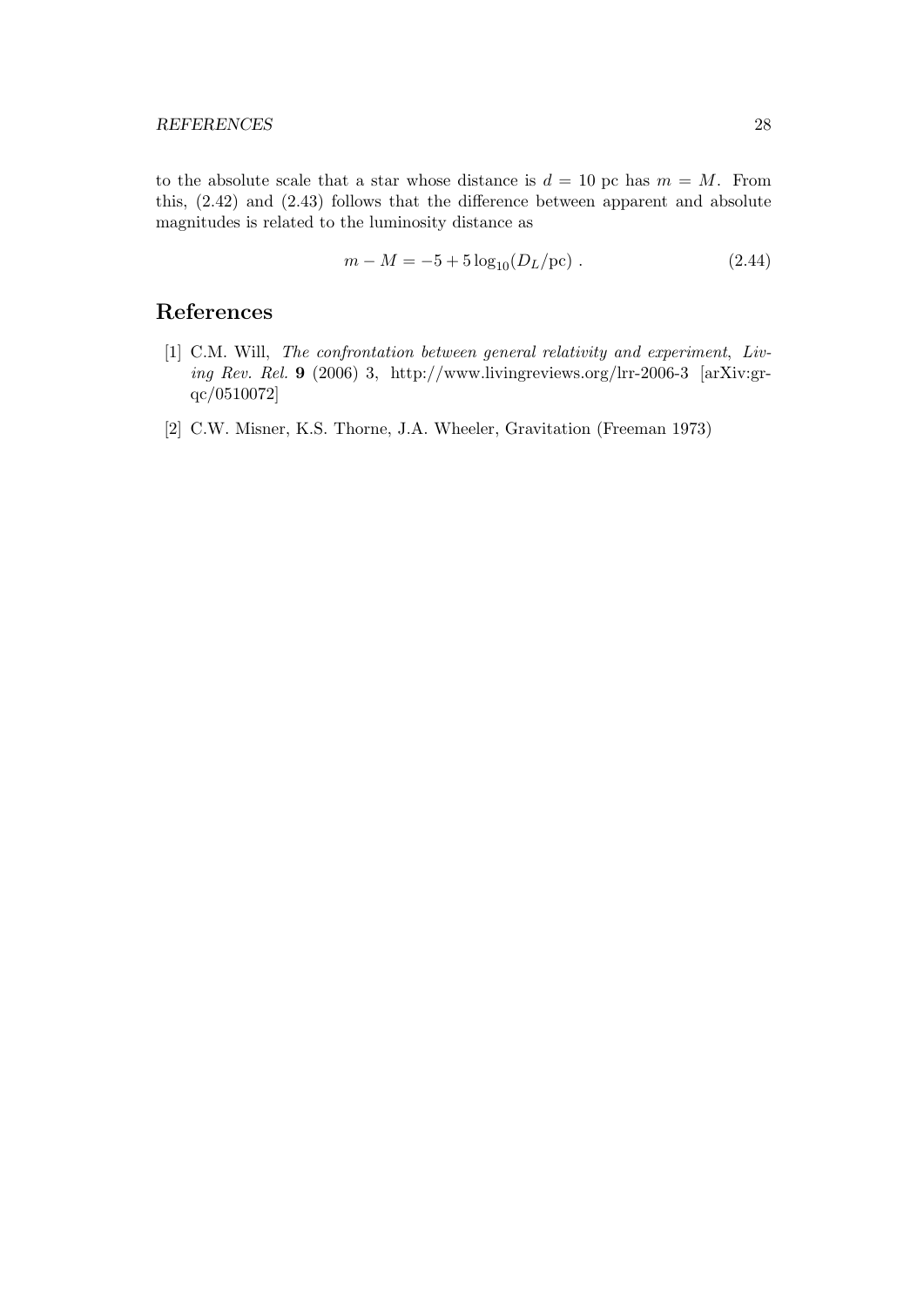to the absolute scale that a star whose distance is $d = 10$ pc has $m = M$. From this, (2.42) and (2.43) follows that the difference between apparent and absolute magnitudes is related to the luminosity distance as

$$m - M = -5 + 5\log_{10}(D_L/\mathrm{pc}) \ . \tag{2.44}$$

## References

[1] C.M. Will, *The confrontation between general relativity and experiment*, *Living Rev. Rel.* **9** (2006) 3, http://www.livingreviews.org/lrr-2006-3 [arXiv:gr-qc/0510072]

[2] C.W. Misner, K.S. Thorne, J.A. Wheeler, Gravitation (Freeman 1973)